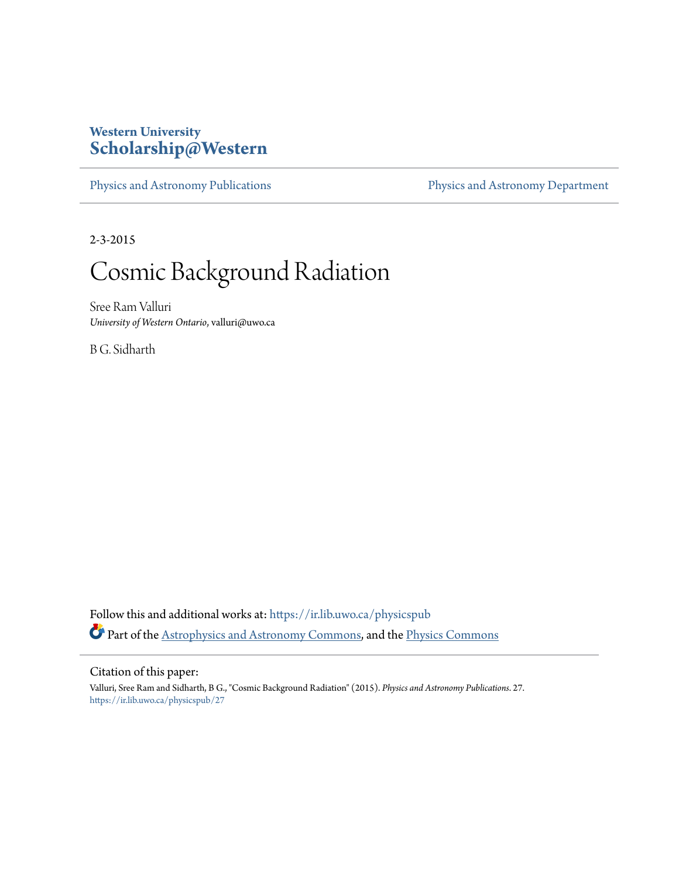Western University
**Scholarship@Western**

Physics and Astronomy Publications | Physics and Astronomy Department

2-3-2015

# Cosmic Background Radiation

Sree Ram Valluri
*University of Western Ontario*, valluri@uwo.ca

B G. Sidharth

Follow this and additional works at: https://ir.lib.uwo.ca/physicspub

Part of the Astrophysics and Astronomy Commons, and the Physics Commons

Citation of this paper:

Valluri, Sree Ram and Sidharth, B G., "Cosmic Background Radiation" (2015). *Physics and Astronomy Publications*. 27.
https://ir.lib.uwo.ca/physicspub/27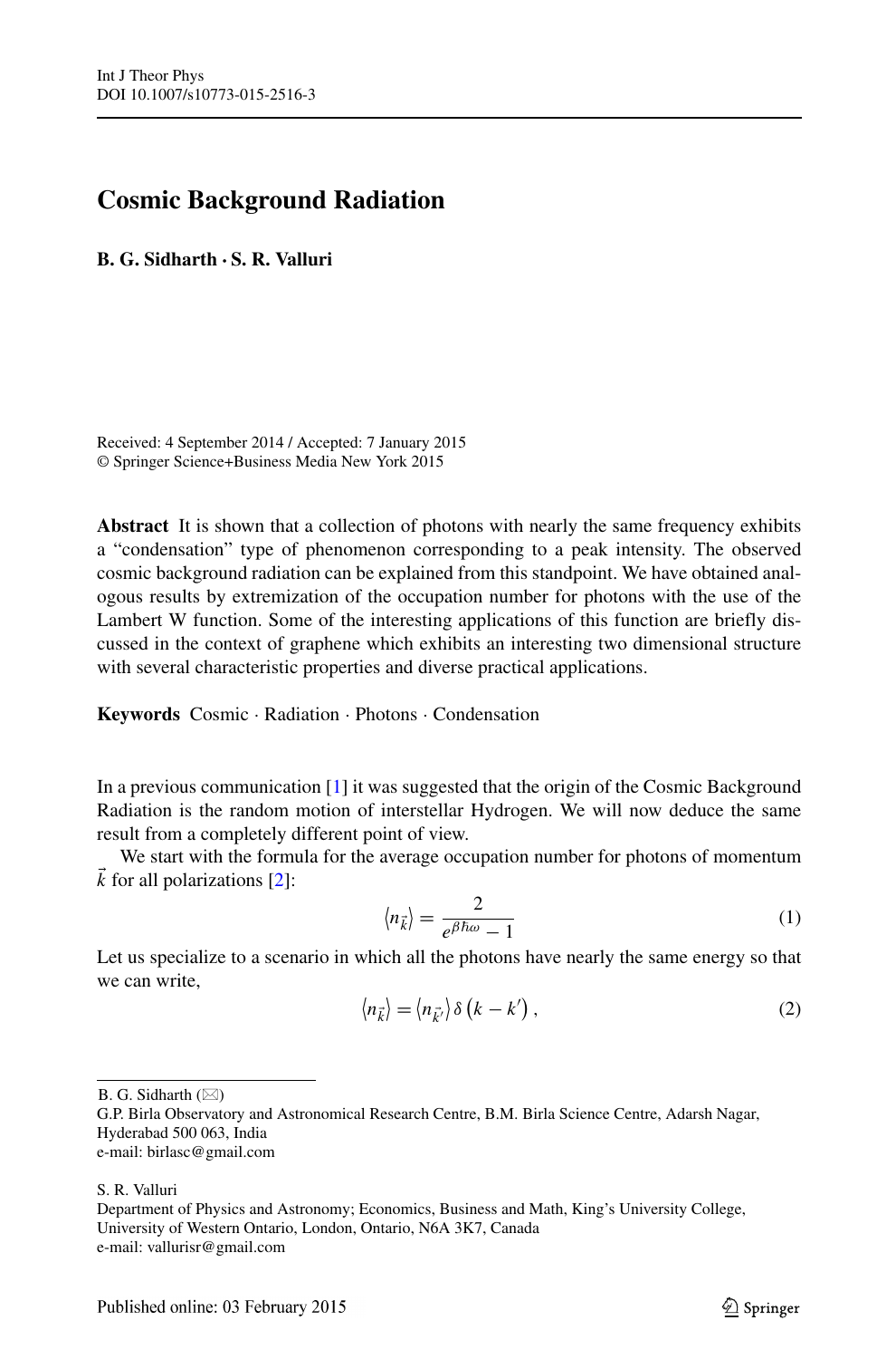# Cosmic Background Radiation

**B. G. Sidharth · S. R. Valluri**

Received: 4 September 2014 / Accepted: 7 January 2015
© Springer Science+Business Media New York 2015

**Abstract** It is shown that a collection of photons with nearly the same frequency exhibits a “condensation” type of phenomenon corresponding to a peak intensity. The observed cosmic background radiation can be explained from this standpoint. We have obtained analogous results by extremization of the occupation number for photons with the use of the Lambert W function. Some of the interesting applications of this function are briefly discussed in the context of graphene which exhibits an interesting two dimensional structure with several characteristic properties and diverse practical applications.

**Keywords** Cosmic · Radiation · Photons · Condensation

In a previous communication [1] it was suggested that the origin of the Cosmic Background Radiation is the random motion of interstellar Hydrogen. We will now deduce the same result from a completely different point of view.

We start with the formula for the average occupation number for photons of momentum $\vec{k}$ for all polarizations [2]:

$$\langle n_{\vec{k}} \rangle = \frac{2}{e^{\beta \hbar \omega} - 1} \tag{1}$$

Let us specialize to a scenario in which all the photons have nearly the same energy so that we can write,

$$\langle n_{\vec{k}} \rangle = \langle n_{\vec{k}'} \rangle \delta \left( k - k' \right), \tag{2}$$

B. G. Sidharth (✉)
G.P. Birla Observatory and Astronomical Research Centre, B.M. Birla Science Centre, Adarsh Nagar, Hyderabad 500 063, India
e-mail: birlasc@gmail.com

S. R. Valluri
Department of Physics and Astronomy; Economics, Business and Math, King’s University College, University of Western Ontario, London, Ontario, N6A 3K7, Canada
e-mail: vallurisr@gmail.com

Published online: 03 February 2015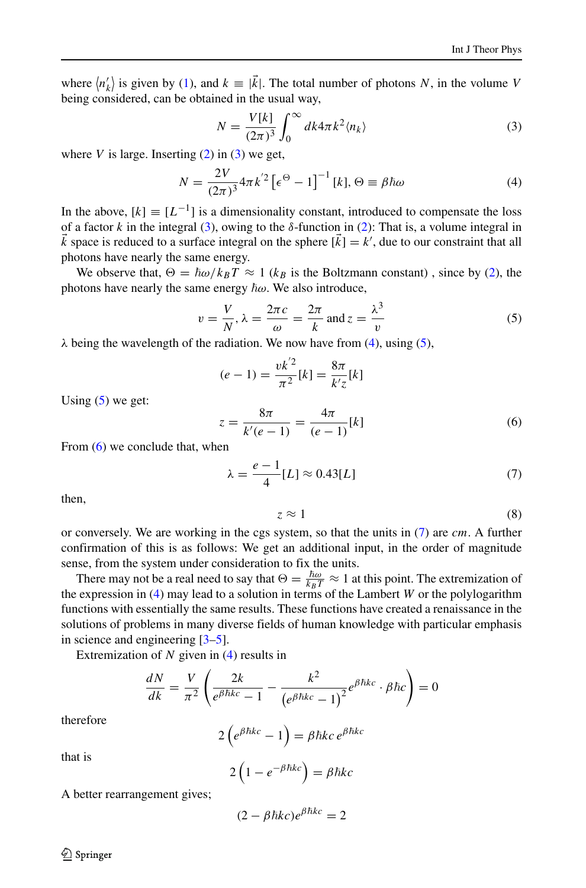where $\langle n'_k \rangle$ is given by (1), and $k \equiv |\vec{k}|$. The total number of photons $N$, in the volume $V$ being considered, can be obtained in the usual way,

$$N = \frac{V[k]}{(2\pi)^3} \int_0^\infty dk 4\pi k^2 \langle n_k \rangle \tag{3}$$

where $V$ is large. Inserting (2) in (3) we get,

$$N = \frac{2V}{(2\pi)^3} 4\pi k'^2 \left[\epsilon^\Theta - 1\right]^{-1} [k], \; \Theta \equiv \beta\hbar\omega \tag{4}$$

In the above, $[k] \equiv [L^{-1}]$ is a dimensionality constant, introduced to compensate the loss of a factor $k$ in the integral (3), owing to the $\delta$-function in (2): That is, a volume integral in $\vec{k}$ space is reduced to a surface integral on the sphere $[\vec{k}] = k'$, due to our constraint that all photons have nearly the same energy.

We observe that, $\Theta = \hbar\omega/k_B T \approx 1$ ($k_B$ is the Boltzmann constant) , since by (2), the photons have nearly the same energy $\hbar\omega$. We also introduce,

$$v = \frac{V}{N}, \lambda = \frac{2\pi c}{\omega} = \frac{2\pi}{k} \text{ and } z = \frac{\lambda^3}{v} \tag{5}$$

$\lambda$ being the wavelength of the radiation. We now have from (4), using (5),

$$(e - 1) = \frac{v k'^2}{\pi^2}[k] = \frac{8\pi}{k' z}[k]$$

Using (5) we get:

$$z = \frac{8\pi}{k'(e-1)} = \frac{4\pi}{(e-1)}[k] \tag{6}$$

From (6) we conclude that, when

$$\lambda = \frac{e-1}{4}[L] \approx 0.43[L] \tag{7}$$

then,

$$z \approx 1 \tag{8}$$

or conversely. We are working in the cgs system, so that the units in (7) are *cm*. A further confirmation of this is as follows: We get an additional input, in the order of magnitude sense, from the system under consideration to fix the units.

There may not be a real need to say that $\Theta = \frac{\hbar\omega}{k_B T} \approx 1$ at this point. The extremization of the expression in (4) may lead to a solution in terms of the Lambert $W$ or the polylogarithm functions with essentially the same results. These functions have created a renaissance in the solutions of problems in many diverse fields of human knowledge with particular emphasis in science and engineering [3–5].

Extremization of $N$ given in (4) results in

$$\frac{dN}{dk} = \frac{V}{\pi^2}\left(\frac{2k}{e^{\beta\hbar kc} - 1} - \frac{k^2}{\left(e^{\beta\hbar kc} - 1\right)^2} e^{\beta\hbar kc} \cdot \beta\hbar c\right) = 0$$

therefore

$$2\left(e^{\beta\hbar kc} - 1\right) = \beta\hbar kc \, e^{\beta\hbar kc}$$

that is

$$2\left(1 - e^{-\beta\hbar kc}\right) = \beta\hbar kc$$

A better rearrangement gives;

$$(2 - \beta\hbar kc)e^{\beta\hbar kc} = 2$$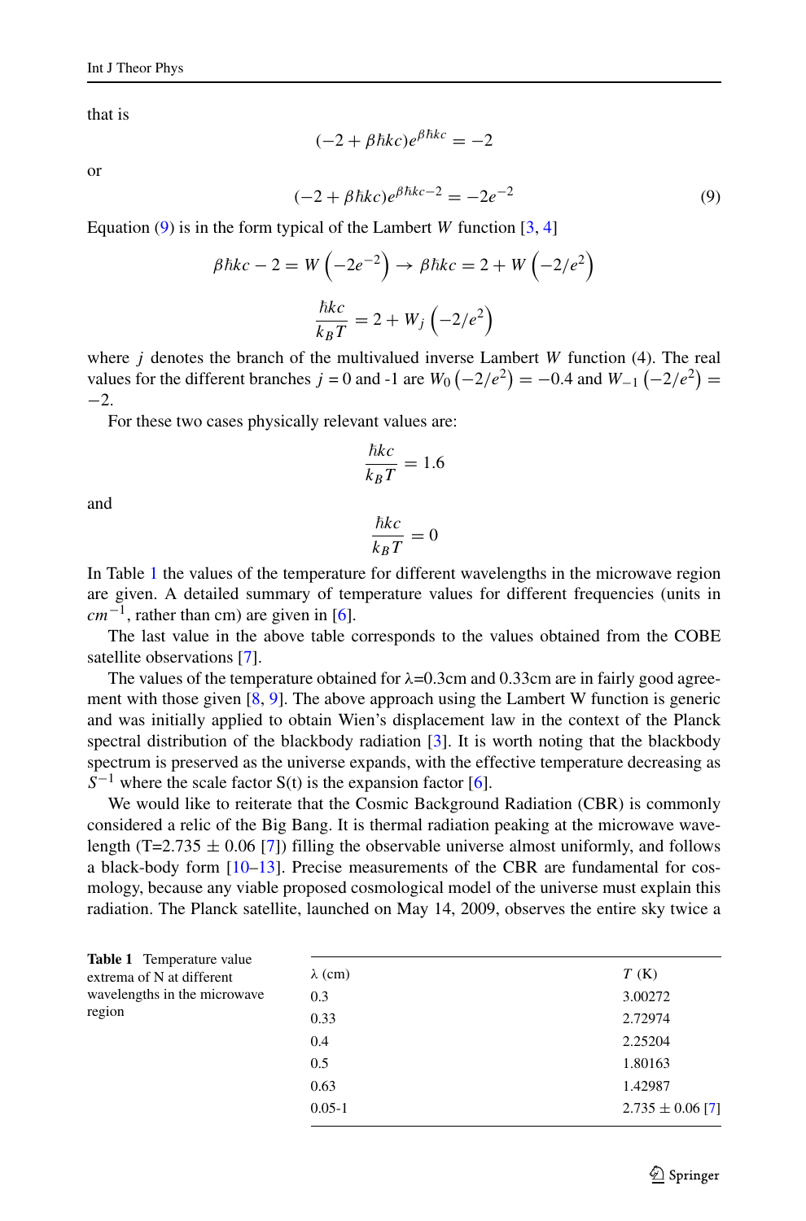that is

$$(-2 + \beta\hbar kc)e^{\beta\hbar kc} = -2$$

or

$$(-2 + \beta\hbar kc)e^{\beta\hbar kc-2} = -2e^{-2} \tag{9}$$

Equation (9) is in the form typical of the Lambert $W$ function [3, 4]

$$\beta\hbar kc - 2 = W\left(-2e^{-2}\right) \rightarrow \beta\hbar kc = 2 + W\left(-2/e^{2}\right)$$

$$\frac{\hbar kc}{k_B T} = 2 + W_j\left(-2/e^{2}\right)$$

where $j$ denotes the branch of the multivalued inverse Lambert $W$ function (4). The real values for the different branches $j$ = 0 and -1 are $W_0\left(-2/e^2\right) = -0.4$ and $W_{-1}\left(-2/e^2\right) = -2$.

For these two cases physically relevant values are:

$$\frac{\hbar kc}{k_B T} = 1.6$$

and

$$\frac{\hbar kc}{k_B T} = 0$$

In Table 1 the values of the temperature for different wavelengths in the microwave region are given. A detailed summary of temperature values for different frequencies (units in $cm^{-1}$, rather than cm) are given in [6].

The last value in the above table corresponds to the values obtained from the COBE satellite observations [7].

The values of the temperature obtained for λ=0.3cm and 0.33cm are in fairly good agreement with those given [8, 9]. The above approach using the Lambert W function is generic and was initially applied to obtain Wien's displacement law in the context of the Planck spectral distribution of the blackbody radiation [3]. It is worth noting that the blackbody spectrum is preserved as the universe expands, with the effective temperature decreasing as $S^{-1}$ where the scale factor S(t) is the expansion factor [6].

We would like to reiterate that the Cosmic Background Radiation (CBR) is commonly considered a relic of the Big Bang. It is thermal radiation peaking at the microwave wavelength (T=2.735 ± 0.06 [7]) filling the observable universe almost uniformly, and follows a black-body form [10–13]. Precise measurements of the CBR are fundamental for cosmology, because any viable proposed cosmological model of the universe must explain this radiation. The Planck satellite, launched on May 14, 2009, observes the entire sky twice a

**Table 1** Temperature value extrema of N at different wavelengths in the microwave region

| λ (cm) | $T$ (K) |
|---|---|
| 0.3 | 3.00272 |
| 0.33 | 2.72974 |
| 0.4 | 2.25204 |
| 0.5 | 1.80163 |
| 0.63 | 1.42987 |
| 0.05-1 | 2.735 ± 0.06 [7] |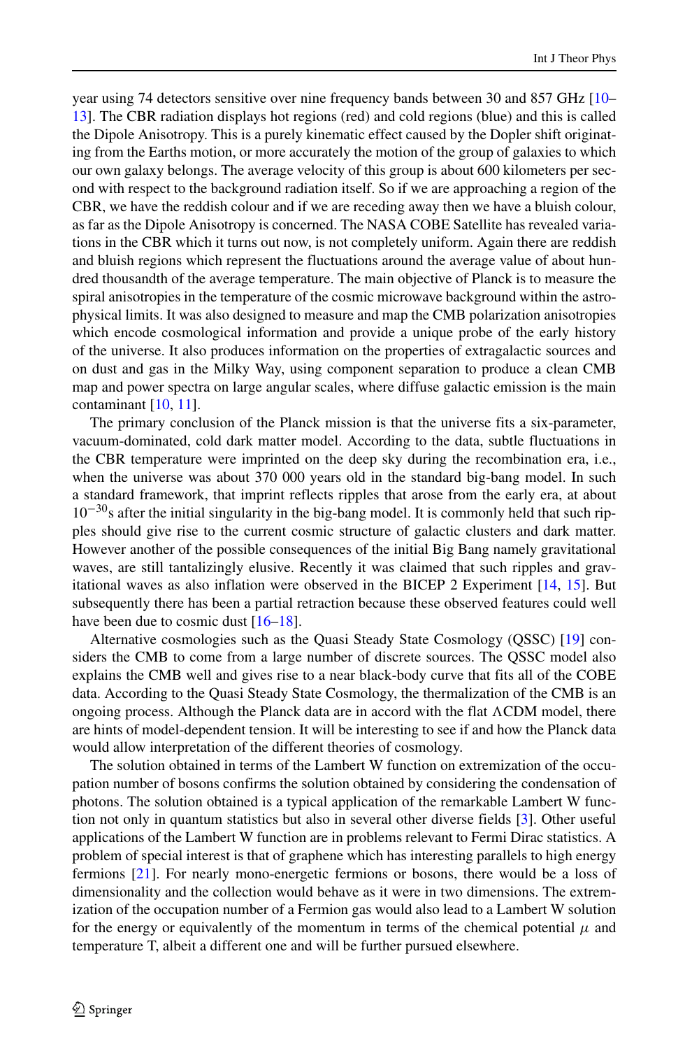year using 74 detectors sensitive over nine frequency bands between 30 and 857 GHz [10–13]. The CBR radiation displays hot regions (red) and cold regions (blue) and this is called the Dipole Anisotropy. This is a purely kinematic effect caused by the Dopler shift originating from the Earths motion, or more accurately the motion of the group of galaxies to which our own galaxy belongs. The average velocity of this group is about 600 kilometers per second with respect to the background radiation itself. So if we are approaching a region of the CBR, we have the reddish colour and if we are receding away then we have a bluish colour, as far as the Dipole Anisotropy is concerned. The NASA COBE Satellite has revealed variations in the CBR which it turns out now, is not completely uniform. Again there are reddish and bluish regions which represent the fluctuations around the average value of about hundred thousandth of the average temperature. The main objective of Planck is to measure the spiral anisotropies in the temperature of the cosmic microwave background within the astrophysical limits. It was also designed to measure and map the CMB polarization anisotropies which encode cosmological information and provide a unique probe of the early history of the universe. It also produces information on the properties of extragalactic sources and on dust and gas in the Milky Way, using component separation to produce a clean CMB map and power spectra on large angular scales, where diffuse galactic emission is the main contaminant [10, 11].

The primary conclusion of the Planck mission is that the universe fits a six-parameter, vacuum-dominated, cold dark matter model. According to the data, subtle fluctuations in the CBR temperature were imprinted on the deep sky during the recombination era, i.e., when the universe was about 370 000 years old in the standard big-bang model. In such a standard framework, that imprint reflects ripples that arose from the early era, at about $10^{-30}$s after the initial singularity in the big-bang model. It is commonly held that such ripples should give rise to the current cosmic structure of galactic clusters and dark matter. However another of the possible consequences of the initial Big Bang namely gravitational waves, are still tantalizingly elusive. Recently it was claimed that such ripples and gravitational waves as also inflation were observed in the BICEP 2 Experiment [14, 15]. But subsequently there has been a partial retraction because these observed features could well have been due to cosmic dust [16–18].

Alternative cosmologies such as the Quasi Steady State Cosmology (QSSC) [19] considers the CMB to come from a large number of discrete sources. The QSSC model also explains the CMB well and gives rise to a near black-body curve that fits all of the COBE data. According to the Quasi Steady State Cosmology, the thermalization of the CMB is an ongoing process. Although the Planck data are in accord with the flat $\Lambda$CDM model, there are hints of model-dependent tension. It will be interesting to see if and how the Planck data would allow interpretation of the different theories of cosmology.

The solution obtained in terms of the Lambert W function on extremization of the occupation number of bosons confirms the solution obtained by considering the condensation of photons. The solution obtained is a typical application of the remarkable Lambert W function not only in quantum statistics but also in several other diverse fields [3]. Other useful applications of the Lambert W function are in problems relevant to Fermi Dirac statistics. A problem of special interest is that of graphene which has interesting parallels to high energy fermions [21]. For nearly mono-energetic fermions or bosons, there would be a loss of dimensionality and the collection would behave as it were in two dimensions. The extremization of the occupation number of a Fermion gas would also lead to a Lambert W solution for the energy or equivalently of the momentum in terms of the chemical potential $\mu$ and temperature T, albeit a different one and will be further pursued elsewhere.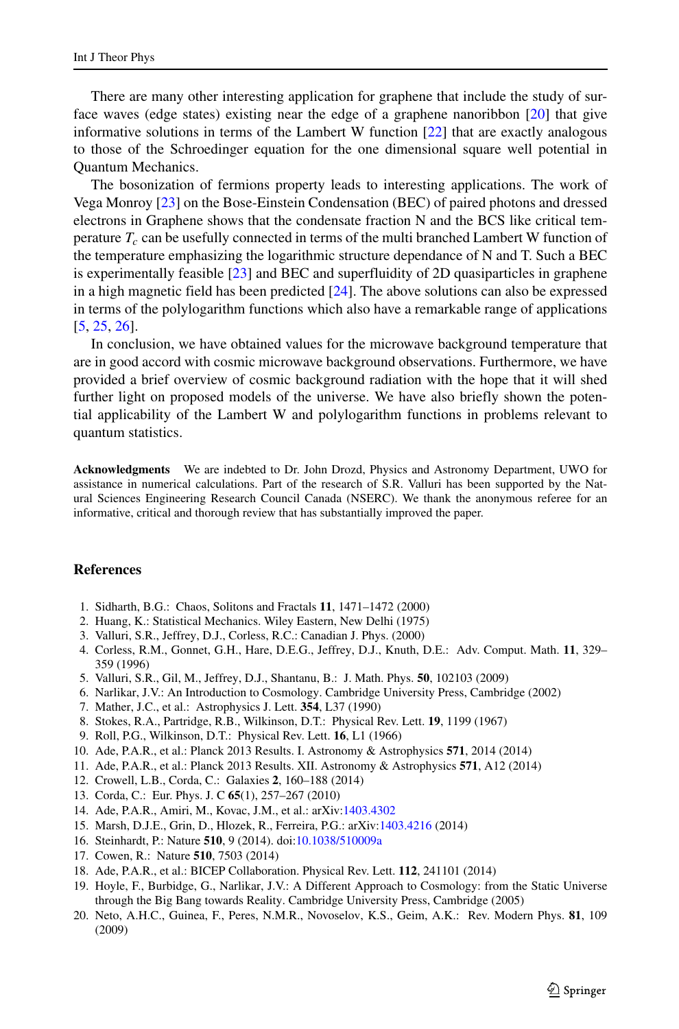There are many other interesting application for graphene that include the study of surface waves (edge states) existing near the edge of a graphene nanoribbon [20] that give informative solutions in terms of the Lambert W function [22] that are exactly analogous to those of the Schroedinger equation for the one dimensional square well potential in Quantum Mechanics.

The bosonization of fermions property leads to interesting applications. The work of Vega Monroy [23] on the Bose-Einstein Condensation (BEC) of paired photons and dressed electrons in Graphene shows that the condensate fraction N and the BCS like critical temperature $T_c$ can be usefully connected in terms of the multi branched Lambert W function of the temperature emphasizing the logarithmic structure dependance of N and T. Such a BEC is experimentally feasible [23] and BEC and superfluidity of 2D quasiparticles in graphene in a high magnetic field has been predicted [24]. The above solutions can also be expressed in terms of the polylogarithm functions which also have a remarkable range of applications [5, 25, 26].

In conclusion, we have obtained values for the microwave background temperature that are in good accord with cosmic microwave background observations. Furthermore, we have provided a brief overview of cosmic background radiation with the hope that it will shed further light on proposed models of the universe. We have also briefly shown the potential applicability of the Lambert W and polylogarithm functions in problems relevant to quantum statistics.

**Acknowledgments** We are indebted to Dr. John Drozd, Physics and Astronomy Department, UWO for assistance in numerical calculations. Part of the research of S.R. Valluri has been supported by the Natural Sciences Engineering Research Council Canada (NSERC). We thank the anonymous referee for an informative, critical and thorough review that has substantially improved the paper.

## References

1. Sidharth, B.G.: Chaos, Solitons and Fractals **11**, 1471–1472 (2000)
2. Huang, K.: Statistical Mechanics. Wiley Eastern, New Delhi (1975)
3. Valluri, S.R., Jeffrey, D.J., Corless, R.C.: Canadian J. Phys. (2000)
4. Corless, R.M., Gonnet, G.H., Hare, D.E.G., Jeffrey, D.J., Knuth, D.E.: Adv. Comput. Math. **11**, 329–359 (1996)
5. Valluri, S.R., Gil, M., Jeffrey, D.J., Shantanu, B.: J. Math. Phys. **50**, 102103 (2009)
6. Narlikar, J.V.: An Introduction to Cosmology. Cambridge University Press, Cambridge (2002)
7. Mather, J.C., et al.: Astrophysics J. Lett. **354**, L37 (1990)
8. Stokes, R.A., Partridge, R.B., Wilkinson, D.T.: Physical Rev. Lett. **19**, 1199 (1967)
9. Roll, P.G., Wilkinson, D.T.: Physical Rev. Lett. **16**, L1 (1966)
10. Ade, P.A.R., et al.: Planck 2013 Results. I. Astronomy & Astrophysics **571**, 2014 (2014)
11. Ade, P.A.R., et al.: Planck 2013 Results. XII. Astronomy & Astrophysics **571**, A12 (2014)
12. Crowell, L.B., Corda, C.: Galaxies **2**, 160–188 (2014)
13. Corda, C.: Eur. Phys. J. C **65**(1), 257–267 (2010)
14. Ade, P.A.R., Amiri, M., Kovac, J.M., et al.: arXiv:1403.4302
15. Marsh, D.J.E., Grin, D., Hlozek, R., Ferreira, P.G.: arXiv:1403.4216 (2014)
16. Steinhardt, P.: Nature **510**, 9 (2014). doi:10.1038/510009a
17. Cowen, R.: Nature **510**, 7503 (2014)
18. Ade, P.A.R., et al.: BICEP Collaboration. Physical Rev. Lett. **112**, 241101 (2014)
19. Hoyle, F., Burbidge, G., Narlikar, J.V.: A Different Approach to Cosmology: from the Static Universe through the Big Bang towards Reality. Cambridge University Press, Cambridge (2005)
20. Neto, A.H.C., Guinea, F., Peres, N.M.R., Novoselov, K.S., Geim, A.K.: Rev. Modern Phys. **81**, 109 (2009)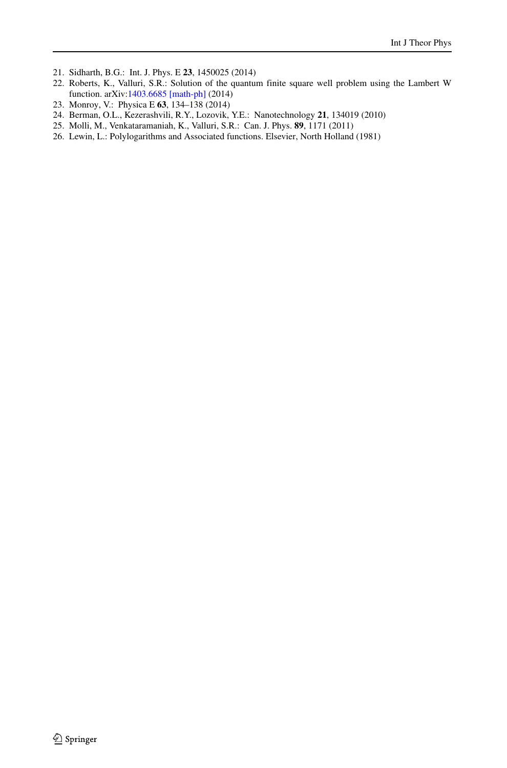21. Sidharth, B.G.: Int. J. Phys. E **23**, 1450025 (2014)
22. Roberts, K., Valluri, S.R.: Solution of the quantum finite square well problem using the Lambert W function. arXiv:1403.6685 [math-ph] (2014)
23. Monroy, V.: Physica E **63**, 134–138 (2014)
24. Berman, O.L., Kezerashvili, R.Y., Lozovik, Y.E.: Nanotechnology **21**, 134019 (2010)
25. Molli, M., Venkataramaniah, K., Valluri, S.R.: Can. J. Phys. **89**, 1171 (2011)
26. Lewin, L.: Polylogarithms and Associated functions. Elsevier, North Holland (1981)